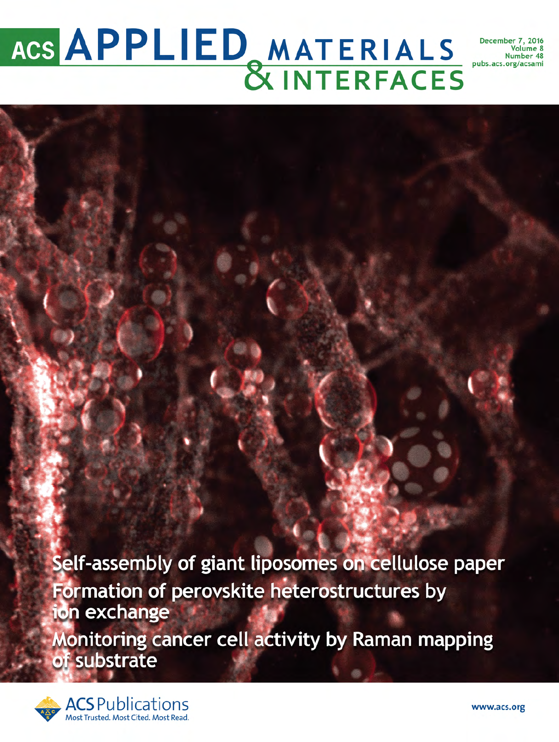# ACS APPLIED MATERIALS & INTERFACES

December 7, 2016
Volume 8
Number 48
pubs.acs.org/acsami

**Self-assembly of giant liposomes on cellulose paper**

**Formation of perovskite heterostructures by ion exchange**

**Monitoring cancer cell activity by Raman mapping of substrate**

ACS Publications
Most Trusted. Most Cited. Most Read.

www.acs.org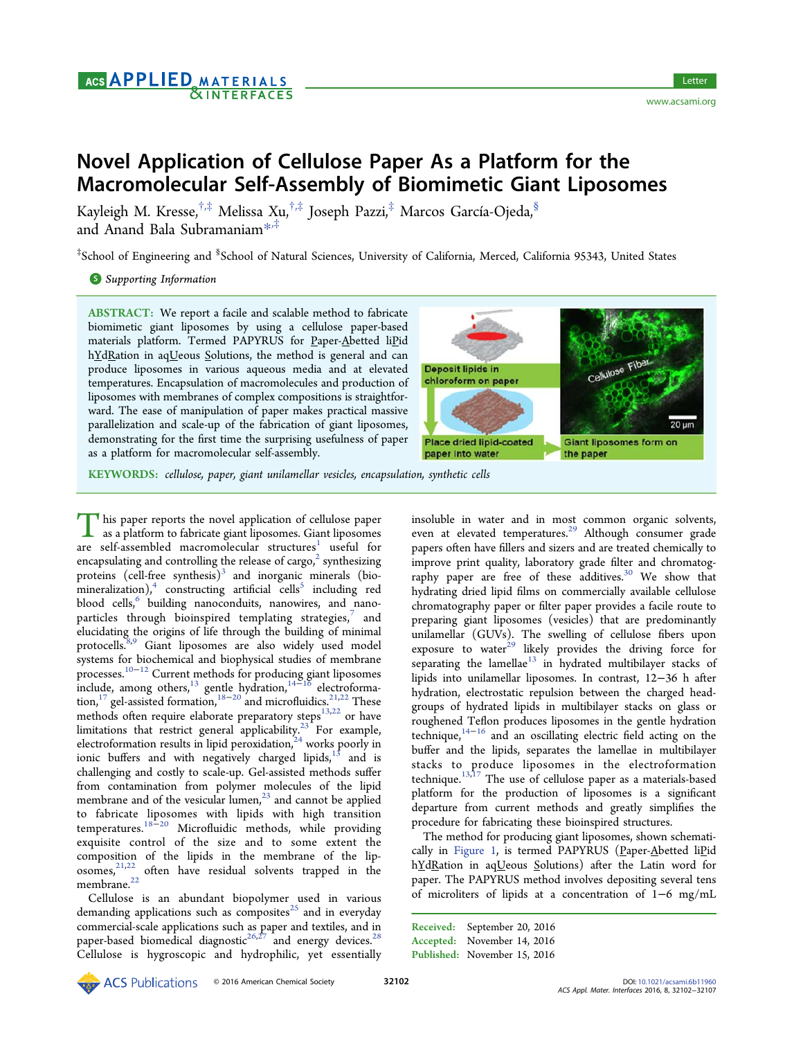# Novel Application of Cellulose Paper As a Platform for the Macromolecular Self-Assembly of Biomimetic Giant Liposomes

Kayleigh M. Kresse,[†,‡] Melissa Xu,[†,‡] Joseph Pazzi,[‡] Marcos García-Ojeda,[§] and Anand Bala Subramaniam*[,‡]

[‡]School of Engineering and [§]School of Natural Sciences, University of California, Merced, California 95343, United States

Supporting Information

**ABSTRACT:** We report a facile and scalable method to fabricate biomimetic giant liposomes by using a cellulose paper-based materials platform. Termed PAPYRUS for Paper-Abetted liPid hYdRation in aqUeous Solutions, the method is general and can produce liposomes in various aqueous media and at elevated temperatures. Encapsulation of macromolecules and production of liposomes with membranes of complex compositions is straightforward. The ease of manipulation of paper makes practical massive parallelization and scale-up of the fabrication of giant liposomes, demonstrating for the first time the surprising usefulness of paper as a platform for macromolecular self-assembly.

Deposit lipids in chloroform on paper

Place dried lipid-coated paper into water

Giant liposomes form on the paper

Cellulose Fiber

20 μm

**KEYWORDS:** *cellulose, paper, giant unilamellar vesicles, encapsulation, synthetic cells*

This paper reports the novel application of cellulose paper as a platform to fabricate giant liposomes. Giant liposomes are self-assembled macromolecular structures[1] useful for encapsulating and controlling the release of cargo,[2] synthesizing proteins (cell-free synthesis)[3] and inorganic minerals (biomineralization),[4] constructing artificial cells[5] including red blood cells,[6] building nanoconduits, nanowires, and nanoparticles through bioinspired templating strategies,[7] and elucidating the origins of life through the building of minimal protocells.[8,9] Giant liposomes are also widely used model systems for biochemical and biophysical studies of membrane processes.[10−12] Current methods for producing giant liposomes include, among others,[13] gentle hydration,[14−16] electroformation,[17] gel-assisted formation,[18−20] and microfluidics.[21,22] These methods often require elaborate preparatory steps[13,22] or have limitations that restrict general applicability.[23] For example, electroformation results in lipid peroxidation,[24] works poorly in ionic buffers and with negatively charged lipids,[13] and is challenging and costly to scale-up. Gel-assisted methods suffer from contamination from polymer molecules of the lipid membrane and of the vesicular lumen,[23] and cannot be applied to fabricate liposomes with lipids with high transition temperatures.[18−20] Microfluidic methods, while providing exquisite control of the size and to some extent the composition of the lipids in the membrane of the liposomes,[21,22] often have residual solvents trapped in the membrane.[22]

Cellulose is an abundant biopolymer used in various demanding applications such as composites[25] and in everyday commercial-scale applications such as paper and textiles, and in paper-based biomedical diagnostic[26,27] and energy devices.[28] Cellulose is hygroscopic and hydrophilic, yet essentially insoluble in water and in most common organic solvents, even at elevated temperatures.[29] Although consumer grade papers often have fillers and sizers and are treated chemically to improve print quality, laboratory grade filter and chromatography paper are free of these additives.[30] We show that hydrating dried lipid films on commercially available cellulose chromatography paper or filter paper provides a facile route to preparing giant liposomes (vesicles) that are predominantly unilamellar (GUVs). The swelling of cellulose fibers upon exposure to water[29] likely provides the driving force for separating the lamellae[13] in hydrated multibilayer stacks of lipids into unilamellar liposomes. In contrast, 12−36 h after hydration, electrostatic repulsion between the charged headgroups of hydrated lipids in multibilayer stacks on glass or roughened Teflon produces liposomes in the gentle hydration technique,[14−16] and an oscillating electric field acting on the buffer and the lipids, separates the lamellae in multibilayer stacks to produce liposomes in the electroformation technique.[13,17] The use of cellulose paper as a materials-based platform for the production of liposomes is a significant departure from current methods and greatly simplifies the procedure for fabricating these bioinspired structures.

The method for producing giant liposomes, shown schematically in Figure 1, is termed PAPYRUS (Paper-Abetted liPid hYdRation in aqUeous Solutions) after the Latin word for paper. The PAPYRUS method involves depositing several tens of microliters of lipids at a concentration of 1−6 mg/mL

Received: September 20, 2016
Accepted: November 14, 2016
Published: November 15, 2016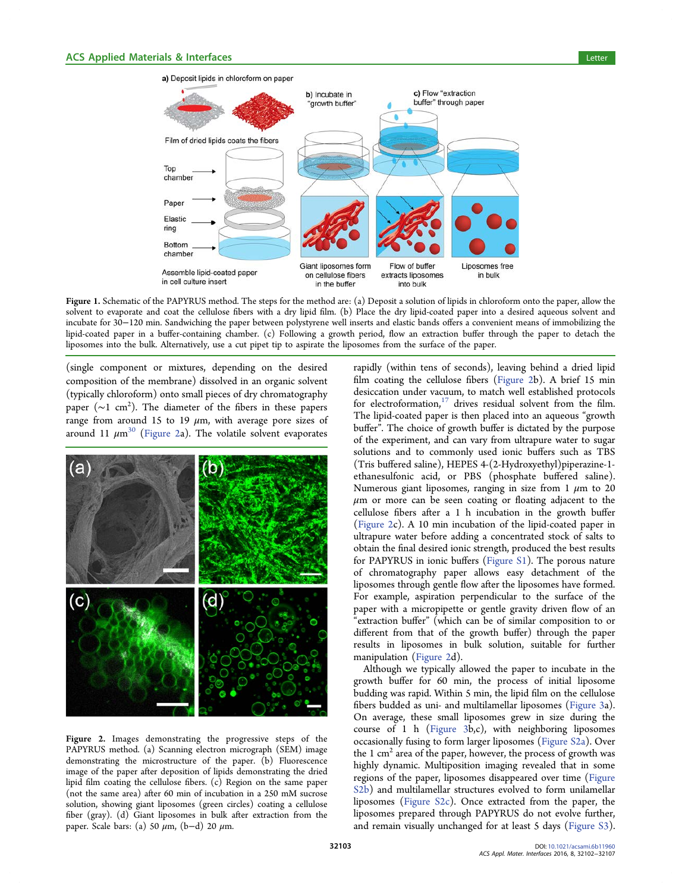a) Deposit lipids in chloroform on paper

Film of dried lipids coats the fibers

Top chamber

Paper

Elastic ring

Bottom chamber

Assemble lipid-coated paper in cell culture insert

b) Incubate in "growth buffer"

Giant liposomes form on cellulose fibers in the buffer

c) Flow "extraction buffer" through paper

Flow of buffer extracts liposomes into bulk

Liposomes free in bulk

**Figure 1.** Schematic of the PAPYRUS method. The steps for the method are: (a) Deposit a solution of lipids in chloroform onto the paper, allow the solvent to evaporate and coat the cellulose fibers with a dry lipid film. (b) Place the dry lipid-coated paper into a desired aqueous solvent and incubate for 30−120 min. Sandwiching the paper between polystyrene well inserts and elastic bands offers a convenient means of immobilizing the lipid-coated paper in a buffer-containing chamber. (c) Following a growth period, flow an extraction buffer through the paper to detach the liposomes into the bulk. Alternatively, use a cut pipet tip to aspirate the liposomes from the surface of the paper.

(single component or mixtures, depending on the desired composition of the membrane) dissolved in an organic solvent (typically chloroform) onto small pieces of dry chromatography paper (~1 $cm^2$). The diameter of the fibers in these papers range from around 15 to 19 $\mu$m, with average pore sizes of around 11 $\mu$m[30] (Figure 2a). The volatile solvent evaporates rapidly (within tens of seconds), leaving behind a dried lipid film coating the cellulose fibers (Figure 2b). A brief 15 min desiccation under vacuum, to match well established protocols for electroformation,[17] drives residual solvent from the film. The lipid-coated paper is then placed into an aqueous "growth buffer". The choice of growth buffer is dictated by the purpose of the experiment, and can vary from ultrapure water to sugar solutions and to commonly used ionic buffers such as TBS (Tris buffered saline), HEPES 4-(2-Hydroxyethyl)piperazine-1-ethanesulfonic acid, or PBS (phosphate buffered saline). Numerous giant liposomes, ranging in size from 1 $\mu$m to 20 $\mu$m or more can be seen coating or floating adjacent to the cellulose fibers after a 1 h incubation in the growth buffer (Figure 2c). A 10 min incubation of the lipid-coated paper in ultrapure water before adding a concentrated stock of salts to obtain the final desired ionic strength, produced the best results for PAPYRUS in ionic buffers (Figure S1). The porous nature of chromatography paper allows easy detachment of the liposomes through gentle flow after the liposomes have formed. For example, aspiration perpendicular to the surface of the paper with a micropipette or gentle gravity driven flow of an "extraction buffer" (which can be of similar composition to or different from that of the growth buffer) through the paper results in liposomes in bulk solution, suitable for further manipulation (Figure 2d).

**Figure 2.** Images demonstrating the progressive steps of the PAPYRUS method. (a) Scanning electron micrograph (SEM) image demonstrating the microstructure of the paper. (b) Fluorescence image of the paper after deposition of lipids demonstrating the dried lipid film coating the cellulose fibers. (c) Region on the same paper (not the same area) after 60 min of incubation in a 250 mM sucrose solution, showing giant liposomes (green circles) coating a cellulose fiber (gray). (d) Giant liposomes in bulk after extraction from the paper. Scale bars: (a) 50 $\mu$m, (b−d) 20 $\mu$m.

Although we typically allowed the paper to incubate in the growth buffer for 60 min, the process of initial liposome budding was rapid. Within 5 min, the lipid film on the cellulose fibers budded as uni- and multilamellar liposomes (Figure 3a). On average, these small liposomes grew in size during the course of 1 h (Figure 3b,c), with neighboring liposomes occasionally fusing to form larger liposomes (Figure S2a). Over the 1 $cm^2$ area of the paper, however, the process of growth was highly dynamic. Multiposition imaging revealed that in some regions of the paper, liposomes disappeared over time (Figure S2b) and multilamellar structures evolved to form unilamellar liposomes (Figure S2c). Once extracted from the paper, the liposomes prepared through PAPYRUS do not evolve further, and remain visually unchanged for at least 5 days (Figure S3).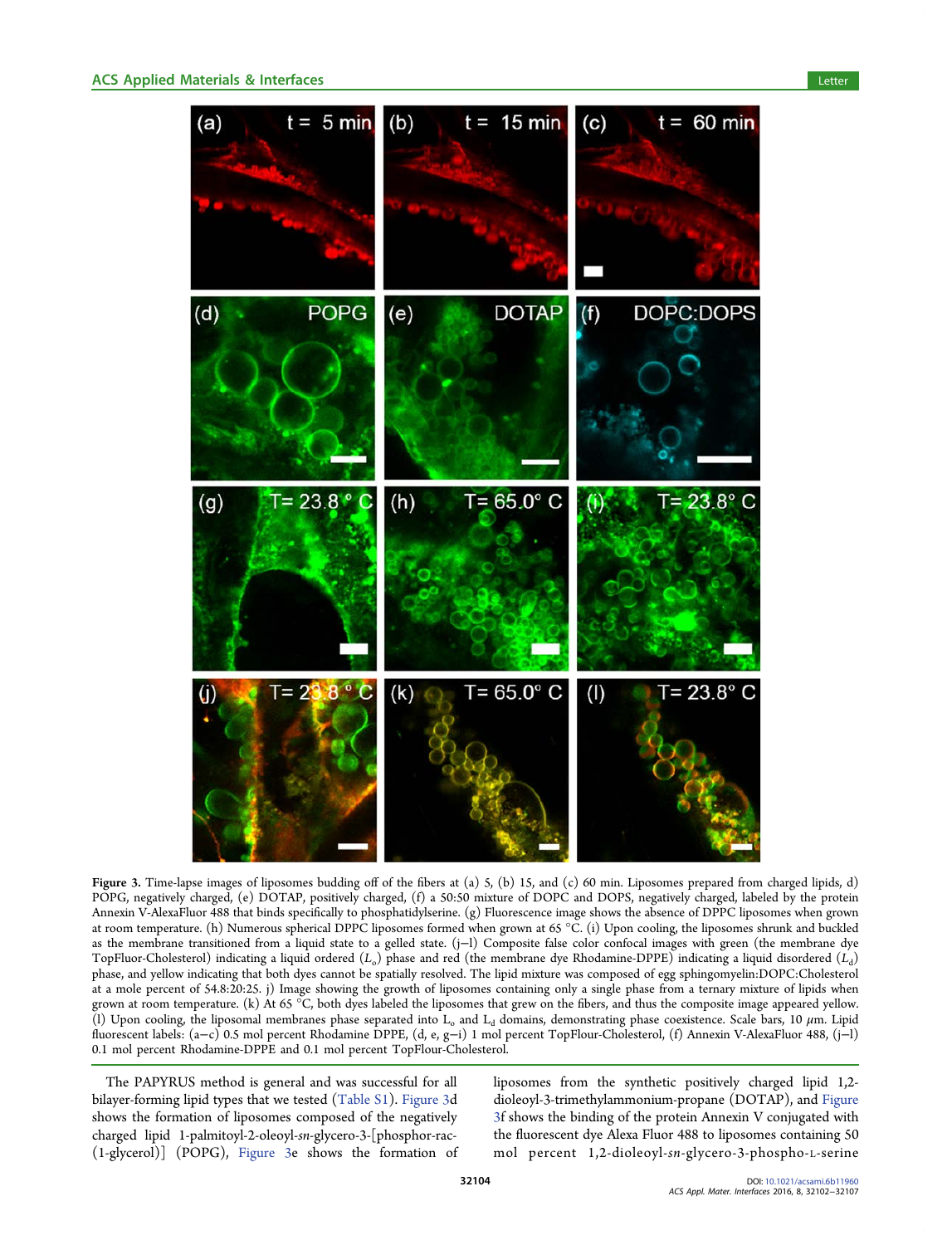**Figure 3.** Time-lapse images of liposomes budding off of the fibers at (a) 5, (b) 15, and (c) 60 min. Liposomes prepared from charged lipids, d) POPG, negatively charged, (e) DOTAP, positively charged, (f) a 50:50 mixture of DOPC and DOPS, negatively charged, labeled by the protein Annexin V-AlexaFluor 488 that binds specifically to phosphatidylserine. (g) Fluorescence image shows the absence of DPPC liposomes when grown at room temperature. (h) Numerous spherical DPPC liposomes formed when grown at 65 °C. (i) Upon cooling, the liposomes shrunk and buckled as the membrane transitioned from a liquid state to a gelled state. (j–l) Composite false color confocal images with green (the membrane dye TopFluor-Cholesterol) indicating a liquid ordered ($L_o$) phase and red (the membrane dye Rhodamine-DPPE) indicating a liquid disordered ($L_d$) phase, and yellow indicating that both dyes cannot be spatially resolved. The lipid mixture was composed of egg sphingomyelin:DOPC:Cholesterol at a mole percent of 54.8:20:25. j) Image showing the growth of liposomes containing only a single phase from a ternary mixture of lipids when grown at room temperature. (k) At 65 °C, both dyes labeled the liposomes that grew on the fibers, and thus the composite image appeared yellow. (l) Upon cooling, the liposomal membranes phase separated into $L_o$ and $L_d$ domains, demonstrating phase coexistence. Scale bars, 10 μm. Lipid fluorescent labels: (a–c) 0.5 mol percent Rhodamine DPPE, (d, e, g–i) 1 mol percent TopFlour-Cholesterol, (f) Annexin V-AlexaFluor 488, (j–l) 0.1 mol percent Rhodamine-DPPE and 0.1 mol percent TopFlour-Cholesterol.

The PAPYRUS method is general and was successful for all bilayer-forming lipid types that we tested (Table S1). Figure 3d shows the formation of liposomes composed of the negatively charged lipid 1-palmitoyl-2-oleoyl-*sn*-glycero-3-[phosphor-rac-(1-glycerol)] (POPG), Figure 3e shows the formation of liposomes from the synthetic positively charged lipid 1,2-dioleoyl-3-trimethylammonium-propane (DOTAP), and Figure 3f shows the binding of the protein Annexin V conjugated with the fluorescent dye Alexa Fluor 488 to liposomes containing 50 mol percent 1,2-dioleoyl-*sn*-glycero-3-phospho-L-serine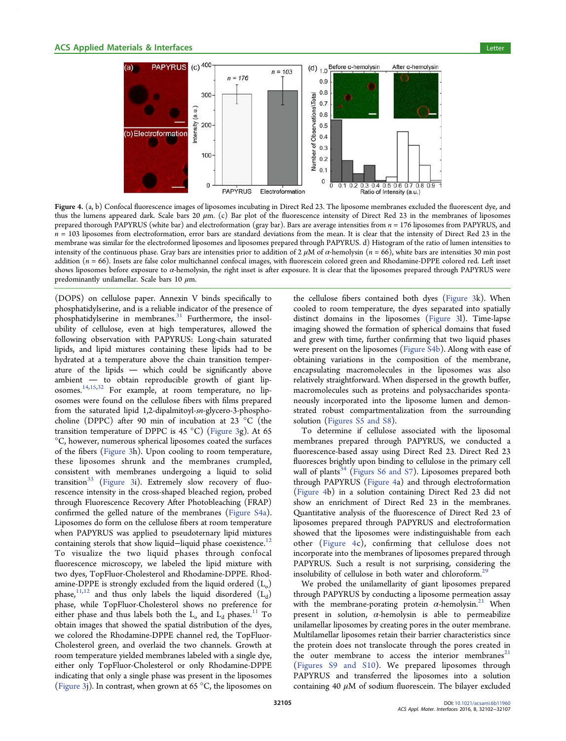Figure 4. (a, b) Confocal fluorescence images of liposomes incubating in Direct Red 23. The liposome membranes excluded the fluorescent dye, and thus the lumens appeared dark. Scale bars 20 $\mu$m. (c) Bar plot of the fluorescence intensity of Direct Red 23 in the membranes of liposomes prepared thorough PAPYRUS (white bar) and electroformation (gray bar). Bars are average intensities from $n = 176$ liposomes from PAPYRUS, and $n = 103$ liposomes from electroformation, error bars are standard deviations from the mean. It is clear that the intensity of Direct Red 23 in the membrane was similar for the electroformed liposomes and liposomes prepared through PAPYRUS. d) Histogram of the ratio of lumen intensities to intensity of the continuous phase. Gray bars are intensities prior to addition of 2 $\mu$M of $\alpha$-hemolysin ($n = 66$), white bars are intensities 30 min post addition ($n = 66$). Insets are false color multichannel confocal images, with fluorescein colored green and Rhodamine-DPPE colored red. Left inset shows liposomes before exposure to $\alpha$-hemolysin, the right inset is after exposure. It is clear that the liposomes prepared through PAPYRUS were predominantly unilamellar. Scale bars 10 $\mu$m.

(DOPS) on cellulose paper. Annexin V binds specifically to phosphatidylserine, and is a reliable indicator of the presence of phosphatidylserine in membranes.[31] Furthermore, the insolubility of cellulose, even at high temperatures, allowed the following observation with PAPYRUS: Long-chain saturated lipids, and lipid mixtures containing these lipids had to be hydrated at a temperature above the chain transition temperature of the lipids — which could be significantly above ambient — to obtain reproducible growth of giant liposomes.[14,15,32] For example, at room temperature, no liposomes were found on the cellulose fibers with films prepared from the saturated lipid 1,2-dipalmitoyl-*sn*-glycero-3-phosphocholine (DPPC) after 90 min of incubation at 23 °C (the transition temperature of DPPC is 45 °C) (Figure 3g). At 65 °C, however, numerous spherical liposomes coated the surfaces of the fibers (Figure 3h). Upon cooling to room temperature, these liposomes shrunk and the membranes crumpled, consistent with membranes undergoing a liquid to solid transition[33] (Figure 3i). Extremely slow recovery of fluorescence intensity in the cross-shaped bleached region, probed through Fluorescence Recovery After Photobleaching (FRAP) confirmed the gelled nature of the membranes (Figure S4a). Liposomes do form on the cellulose fibers at room temperature when PAPYRUS was applied to pseudoternary lipid mixtures containing sterols that show liquid−liquid phase coexistence.[12] To visualize the two liquid phases through confocal fluorescence microscopy, we labeled the lipid mixture with two dyes, TopFluor-Cholesterol and Rhodamine-DPPE. Rhodamine-DPPE is strongly excluded from the liquid ordered ($L_o$) phase,[11,12] and thus only labels the liquid disordered ($L_d$) phase, while TopFluor-Cholesterol shows no preference for either phase and thus labels both the $L_o$ and $L_d$ phases.[11] To obtain images that showed the spatial distribution of the dyes, we colored the Rhodamine-DPPE channel red, the TopFluor-Cholesterol green, and overlaid the two channels. Growth at room temperature yielded membranes labeled with a single dye, either only TopFluor-Cholesterol or only Rhodamine-DPPE indicating that only a single phase was present in the liposomes (Figure 3j). In contrast, when grown at 65 °C, the liposomes on the cellulose fibers contained both dyes (Figure 3k). When cooled to room temperature, the dyes separated into spatially distinct domains in the liposomes (Figure 3l). Time-lapse imaging showed the formation of spherical domains that fused and grew with time, further confirming that two liquid phases were present on the liposomes (Figure S4b). Along with ease of obtaining variations in the composition of the membrane, encapsulating macromolecules in the liposomes was also relatively straightforward. When dispersed in the growth buffer, macromolecules such as proteins and polysaccharides spontaneously incorporated into the liposome lumen and demonstrated robust compartmentalization from the surrounding solution (Figures S5 and S8).

To determine if cellulose associated with the liposomal membranes prepared through PAPYRUS, we conducted a fluorescence-based assay using Direct Red 23. Direct Red 23 fluoresces brightly upon binding to cellulose in the primary cell wall of plants[34] (Figurs S6 and S7). Liposomes prepared both through PAPYRUS (Figure 4a) and through electroformation (Figure 4b) in a solution containing Direct Red 23 did not show an enrichment of Direct Red 23 in the membranes. Quantitative analysis of the fluorescence of Direct Red 23 of liposomes prepared through PAPYRUS and electroformation showed that the liposomes were indistinguishable from each other (Figure 4c), confirming that cellulose does not incorporate into the membranes of liposomes prepared through PAPYRUS. Such a result is not surprising, considering the insolubility of cellulose in both water and chloroform.[29]

We probed the unilamellarity of giant liposomes prepared through PAPYRUS by conducting a liposome permeation assay with the membrane-porating protein $\alpha$-hemolysin.[21] When present in solution, $\alpha$-hemolysin is able to permeabilize unilamellar liposomes by creating pores in the outer membrane. Multilamellar liposomes retain their barrier characteristics since the protein does not translocate through the pores created in the outer membrane to access the interior membranes[21] (Figures S9 and S10). We prepared liposomes through PAPYRUS and transferred the liposomes into a solution containing 40 $\mu$M of sodium fluorescein. The bilayer excluded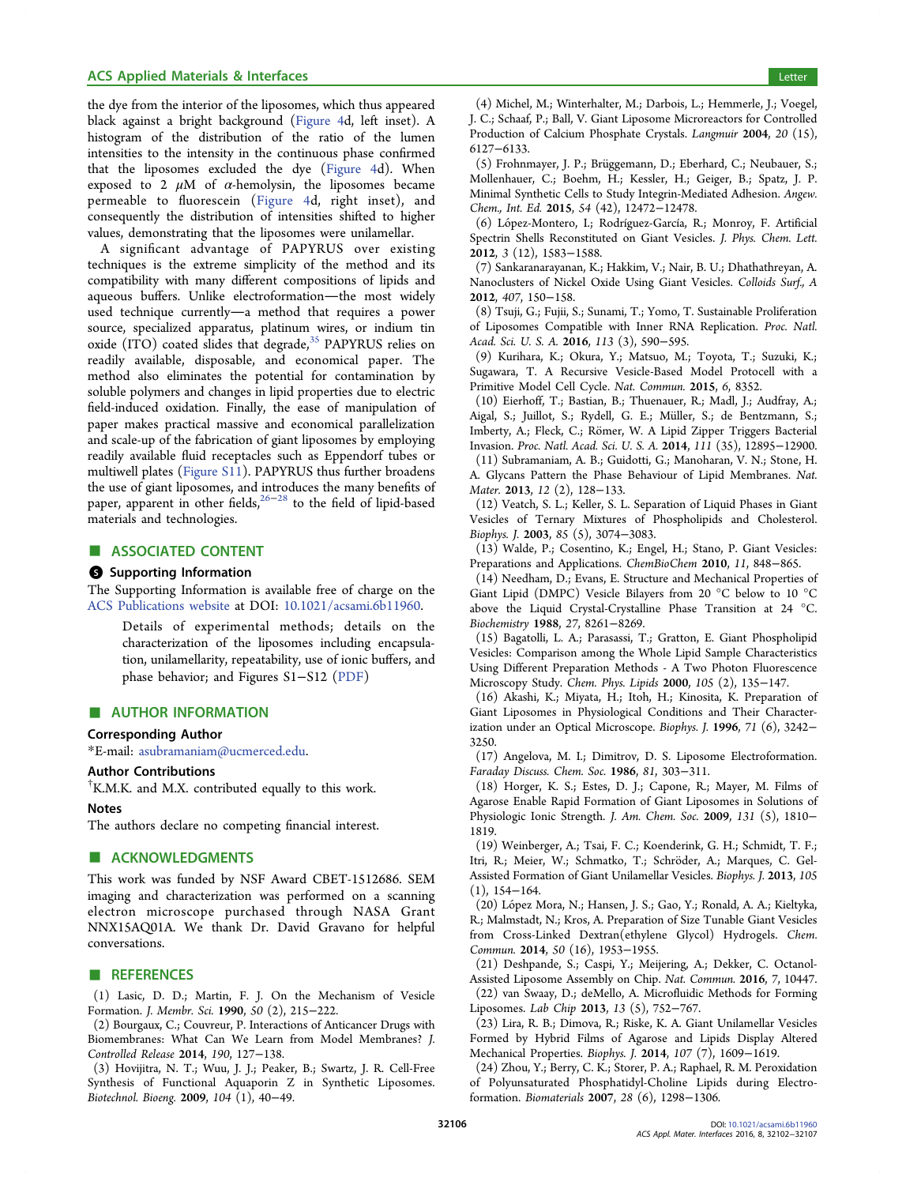the dye from the interior of the liposomes, which thus appeared black against a bright background (Figure 4d, left inset). A histogram of the distribution of the ratio of the lumen intensities to the intensity in the continuous phase confirmed that the liposomes excluded the dye (Figure 4d). When exposed to 2 μM of α-hemolysin, the liposomes became permeable to fluorescein (Figure 4d, right inset), and consequently the distribution of intensities shifted to higher values, demonstrating that the liposomes were unilamellar.

A significant advantage of PAPYRUS over existing techniques is the extreme simplicity of the method and its compatibility with many different compositions of lipids and aqueous buffers. Unlike electroformation—the most widely used technique currently—a method that requires a power source, specialized apparatus, platinum wires, or indium tin oxide (ITO) coated slides that degrade,[35] PAPYRUS relies on readily available, disposable, and economical paper. The method also eliminates the potential for contamination by soluble polymers and changes in lipid properties due to electric field-induced oxidation. Finally, the ease of manipulation of paper makes practical massive and economical parallelization and scale-up of the fabrication of giant liposomes by employing readily available fluid receptacles such as Eppendorf tubes or multiwell plates (Figure S11). PAPYRUS thus further broadens the use of giant liposomes, and introduces the many benefits of paper, apparent in other fields,[26−28] to the field of lipid-based materials and technologies.

## ■ ASSOCIATED CONTENT

### Supporting Information

The Supporting Information is available free of charge on the ACS Publications website at DOI: 10.1021/acsami.6b11960.

> Details of experimental methods; details on the characterization of the liposomes including encapsulation, unilamellarity, repeatability, use of ionic buffers, and phase behavior; and Figures S1−S12 (PDF)

## ■ AUTHOR INFORMATION

### Corresponding Author

*E-mail: asubramaniam@ucmerced.edu.

### Author Contributions

[†]K.M.K. and M.X. contributed equally to this work.

### Notes

The authors declare no competing financial interest.

## ■ ACKNOWLEDGMENTS

This work was funded by NSF Award CBET-1512686. SEM imaging and characterization was performed on a scanning electron microscope purchased through NASA Grant NNX15AQ01A. We thank Dr. David Gravano for helpful conversations.

## ■ REFERENCES

(1) Lasic, D. D.; Martin, F. J. On the Mechanism of Vesicle Formation. *J. Membr. Sci.* **1990**, *50* (2), 215−222.

(2) Bourgaux, C.; Couvreur, P. Interactions of Anticancer Drugs with Biomembranes: What Can We Learn from Model Membranes? *J. Controlled Release* **2014**, *190*, 127−138.

(3) Hovijitra, N. T.; Wuu, J. J.; Peaker, B.; Swartz, J. R. Cell-Free Synthesis of Functional Aquaporin Z in Synthetic Liposomes. *Biotechnol. Bioeng.* **2009**, *104* (1), 40−49.

(4) Michel, M.; Winterhalter, M.; Darbois, L.; Hemmerle, J.; Voegel, J. C.; Schaaf, P.; Ball, V. Giant Liposome Microreactors for Controlled Production of Calcium Phosphate Crystals. *Langmuir* **2004**, *20* (15), 6127−6133.

(5) Frohnmayer, J. P.; Brüggemann, D.; Eberhard, C.; Neubauer, S.; Mollenhauer, C.; Boehm, H.; Kessler, H.; Geiger, B.; Spatz, J. P. Minimal Synthetic Cells to Study Integrin-Mediated Adhesion. *Angew. Chem., Int. Ed.* **2015**, *54* (42), 12472−12478.

(6) López-Montero, I.; Rodríguez-García, R.; Monroy, F. Artificial Spectrin Shells Reconstituted on Giant Vesicles. *J. Phys. Chem. Lett.* **2012**, *3* (12), 1583−1588.

(7) Sankaranarayanan, K.; Hakkim, V.; Nair, B. U.; Dhathathreyan, A. Nanoclusters of Nickel Oxide Using Giant Vesicles. *Colloids Surf., A* **2012**, *407*, 150−158.

(8) Tsuji, G.; Fujii, S.; Sunami, T.; Yomo, T. Sustainable Proliferation of Liposomes Compatible with Inner RNA Replication. *Proc. Natl. Acad. Sci. U. S. A.* **2016**, *113* (3), 590−595.

(9) Kurihara, K.; Okura, Y.; Matsuo, M.; Toyota, T.; Suzuki, K.; Sugawara, T. A Recursive Vesicle-Based Model Protocell with a Primitive Model Cell Cycle. *Nat. Commun.* **2015**, *6*, 8352.

(10) Eierhoff, T.; Bastian, B.; Thuenauer, R.; Madl, J.; Audfray, A.; Aigal, S.; Juillot, S.; Rydell, G. E.; Müller, S.; de Bentzmann, S.; Imberty, A.; Fleck, C.; Römer, W. A Lipid Zipper Triggers Bacterial Invasion. *Proc. Natl. Acad. Sci. U. S. A.* **2014**, *111* (35), 12895−12900.

(11) Subramaniam, A. B.; Guidotti, G.; Manoharan, V. N.; Stone, H. A. Glycans Pattern the Phase Behaviour of Lipid Membranes. *Nat. Mater.* **2013**, *12* (2), 128−133.

(12) Veatch, S. L.; Keller, S. L. Separation of Liquid Phases in Giant Vesicles of Ternary Mixtures of Phospholipids and Cholesterol. *Biophys. J.* **2003**, *85* (5), 3074−3083.

(13) Walde, P.; Cosentino, K.; Engel, H.; Stano, P. Giant Vesicles: Preparations and Applications. *ChemBioChem* **2010**, *11*, 848−865.

(14) Needham, D.; Evans, E. Structure and Mechanical Properties of Giant Lipid (DMPC) Vesicle Bilayers from 20 °C below to 10 °C above the Liquid Crystal-Crystalline Phase Transition at 24 °C. *Biochemistry* **1988**, *27*, 8261−8269.

(15) Bagatolli, L. A.; Parasassi, T.; Gratton, E. Giant Phospholipid Vesicles: Comparison among the Whole Lipid Sample Characteristics Using Different Preparation Methods - A Two Photon Fluorescence Microscopy Study. *Chem. Phys. Lipids* **2000**, *105* (2), 135−147.

(16) Akashi, K.; Miyata, H.; Itoh, H.; Kinosita, K. Preparation of Giant Liposomes in Physiological Conditions and Their Characterization under an Optical Microscope. *Biophys. J.* **1996**, *71* (6), 3242−3250.

(17) Angelova, M. I.; Dimitrov, D. S. Liposome Electroformation. *Faraday Discuss. Chem. Soc.* **1986**, *81*, 303−311.

(18) Horger, K. S.; Estes, D. J.; Capone, R.; Mayer, M. Films of Agarose Enable Rapid Formation of Giant Liposomes in Solutions of Physiologic Ionic Strength. *J. Am. Chem. Soc.* **2009**, *131* (5), 1810−1819.

(19) Weinberger, A.; Tsai, F. C.; Koenderink, G. H.; Schmidt, T. F.; Itri, R.; Meier, W.; Schmatko, T.; Schröder, A.; Marques, C. Gel-Assisted Formation of Giant Unilamellar Vesicles. *Biophys. J.* **2013**, *105* (1), 154−164.

(20) López Mora, N.; Hansen, J. S.; Gao, Y.; Ronald, A. A.; Kieltyka, R.; Malmstadt, N.; Kros, A. Preparation of Size Tunable Giant Vesicles from Cross-Linked Dextran(ethylene Glycol) Hydrogels. *Chem. Commun.* **2014**, *50* (16), 1953−1955.

(21) Deshpande, S.; Caspi, Y.; Meijering, A.; Dekker, C. Octanol-Assisted Liposome Assembly on Chip. *Nat. Commun.* **2016**, *7*, 10447.

(22) van Swaay, D.; deMello, A. Microfluidic Methods for Forming Liposomes. *Lab Chip* **2013**, *13* (5), 752−767.

(23) Lira, R. B.; Dimova, R.; Riske, K. A. Giant Unilamellar Vesicles Formed by Hybrid Films of Agarose and Lipids Display Altered Mechanical Properties. *Biophys. J.* **2014**, *107* (7), 1609−1619.

(24) Zhou, Y.; Berry, C. K.; Storer, P. A.; Raphael, R. M. Peroxidation of Polyunsaturated Phosphatidyl-Choline Lipids during Electroformation. *Biomaterials* **2007**, *28* (6), 1298−1306.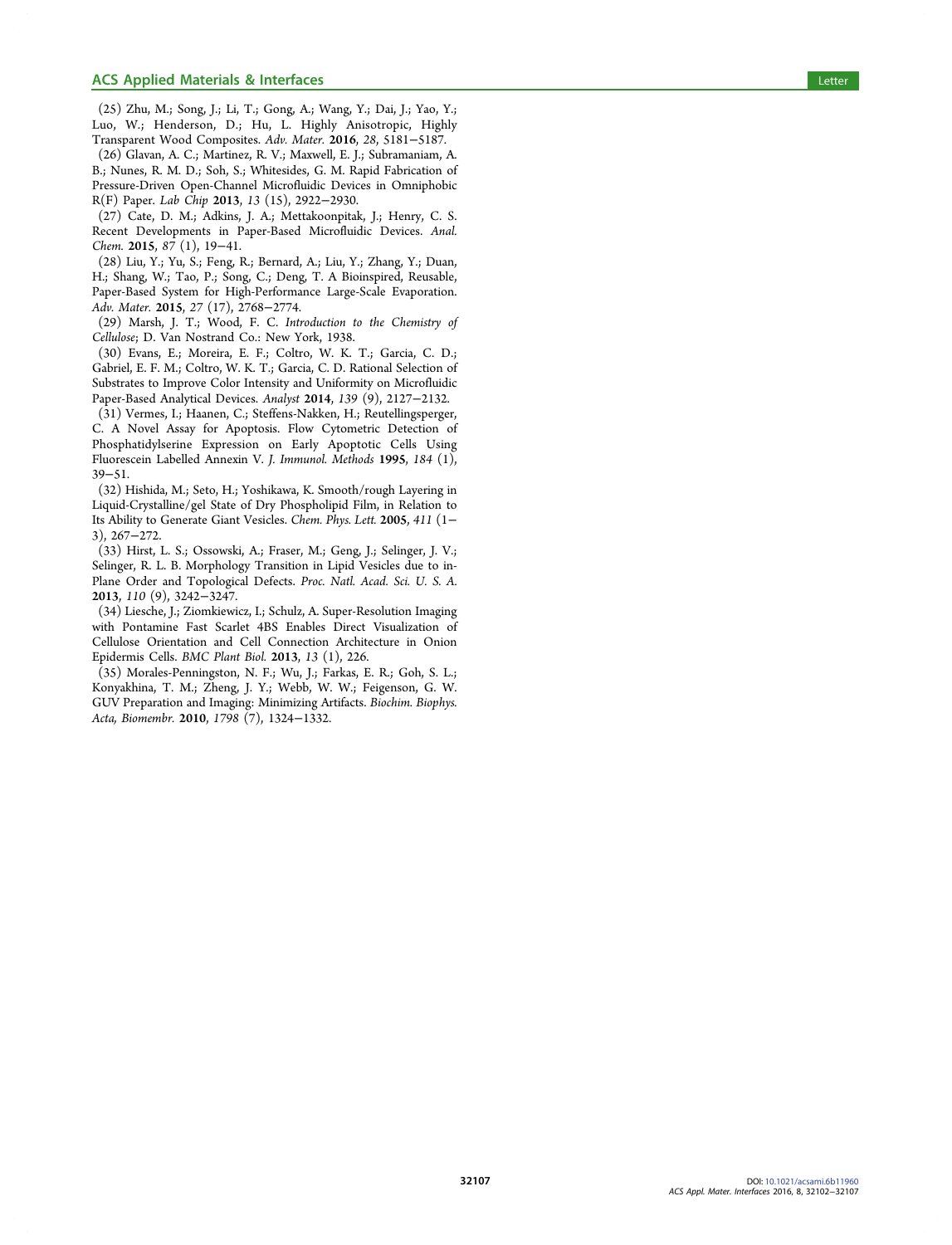(25) Zhu, M.; Song, J.; Li, T.; Gong, A.; Wang, Y.; Dai, J.; Yao, Y.; Luo, W.; Henderson, D.; Hu, L. Highly Anisotropic, Highly Transparent Wood Composites. *Adv. Mater.* **2016**, *28*, 5181−5187.

(26) Glavan, A. C.; Martinez, R. V.; Maxwell, E. J.; Subramaniam, A. B.; Nunes, R. M. D.; Soh, S.; Whitesides, G. M. Rapid Fabrication of Pressure-Driven Open-Channel Microfluidic Devices in Omniphobic R(F) Paper. *Lab Chip* **2013**, *13* (15), 2922−2930.

(27) Cate, D. M.; Adkins, J. A.; Mettakoonpitak, J.; Henry, C. S. Recent Developments in Paper-Based Microfluidic Devices. *Anal. Chem.* **2015**, *87* (1), 19−41.

(28) Liu, Y.; Yu, S.; Feng, R.; Bernard, A.; Liu, Y.; Zhang, Y.; Duan, H.; Shang, W.; Tao, P.; Song, C.; Deng, T. A Bioinspired, Reusable, Paper-Based System for High-Performance Large-Scale Evaporation. *Adv. Mater.* **2015**, *27* (17), 2768−2774.

(29) Marsh, J. T.; Wood, F. C. *Introduction to the Chemistry of Cellulose*; D. Van Nostrand Co.: New York, 1938.

(30) Evans, E.; Moreira, E. F.; Coltro, W. K. T.; Garcia, C. D.; Gabriel, E. F. M.; Coltro, W. K. T.; Garcia, C. D. Rational Selection of Substrates to Improve Color Intensity and Uniformity on Microfluidic Paper-Based Analytical Devices. *Analyst* **2014**, *139* (9), 2127−2132.

(31) Vermes, I.; Haanen, C.; Steffens-Nakken, H.; Reutellingsperger, C. A Novel Assay for Apoptosis. Flow Cytometric Detection of Phosphatidylserine Expression on Early Apoptotic Cells Using Fluorescein Labelled Annexin V. *J. Immunol. Methods* **1995**, *184* (1), 39−51.

(32) Hishida, M.; Seto, H.; Yoshikawa, K. Smooth/rough Layering in Liquid-Crystalline/gel State of Dry Phospholipid Film, in Relation to Its Ability to Generate Giant Vesicles. *Chem. Phys. Lett.* **2005**, *411* (1−3), 267−272.

(33) Hirst, L. S.; Ossowski, A.; Fraser, M.; Geng, J.; Selinger, J. V.; Selinger, R. L. B. Morphology Transition in Lipid Vesicles due to in-Plane Order and Topological Defects. *Proc. Natl. Acad. Sci. U. S. A.* **2013**, *110* (9), 3242−3247.

(34) Liesche, J.; Ziomkiewicz, I.; Schulz, A. Super-Resolution Imaging with Pontamine Fast Scarlet 4BS Enables Direct Visualization of Cellulose Orientation and Cell Connection Architecture in Onion Epidermis Cells. *BMC Plant Biol.* **2013**, *13* (1), 226.

(35) Morales-Penningston, N. F.; Wu, J.; Farkas, E. R.; Goh, S. L.; Konyakhina, T. M.; Zheng, J. Y.; Webb, W. W.; Feigenson, G. W. GUV Preparation and Imaging: Minimizing Artifacts. *Biochim. Biophys. Acta, Biomembr.* **2010**, *1798* (7), 1324−1332.